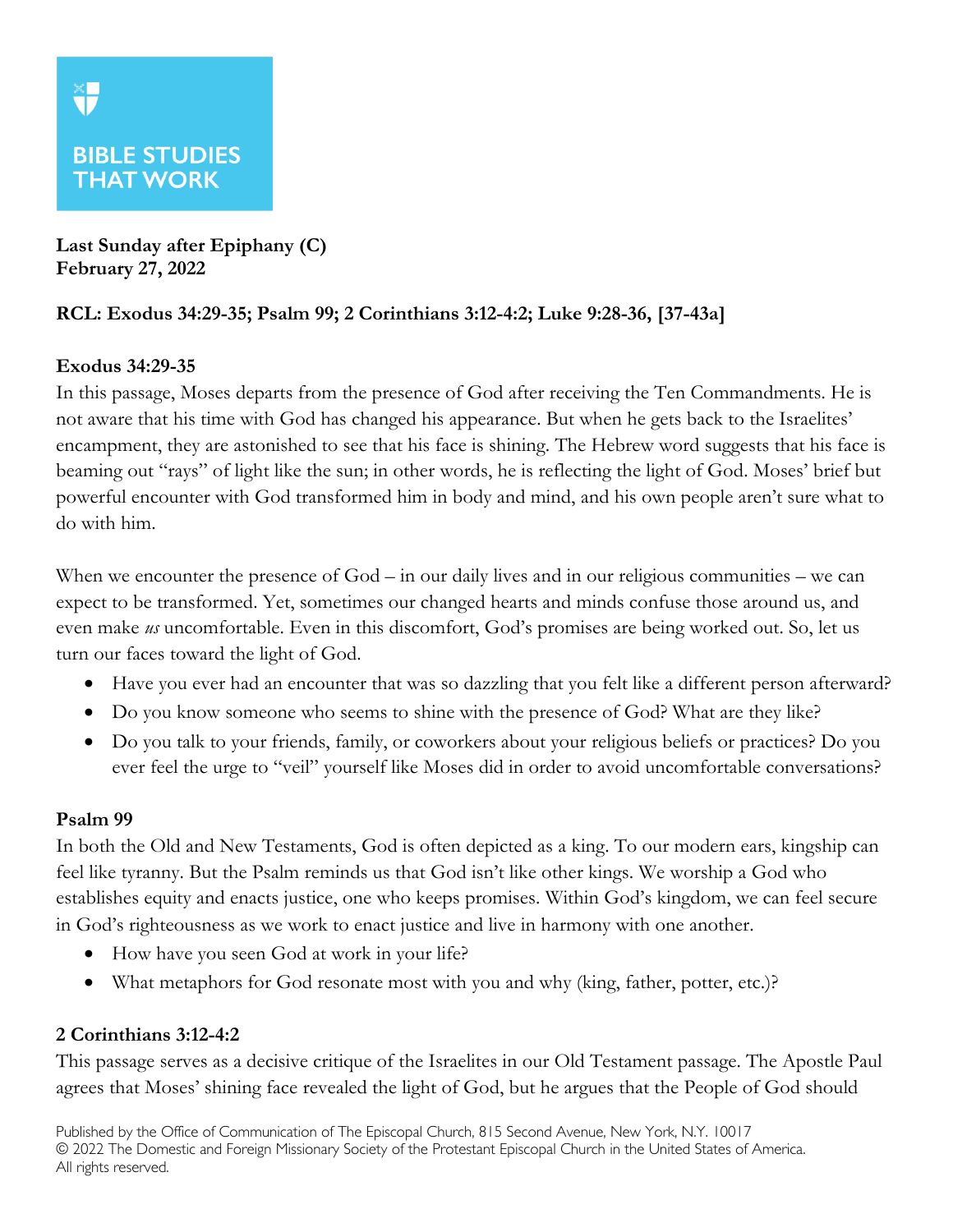BIBLE STUDIES THAT WORK

**Last Sunday after Epiphany (C)**
**February 27, 2022**

**RCL: Exodus 34:29-35; Psalm 99; 2 Corinthians 3:12-4:2; Luke 9:28-36, [37-43a]**

### Exodus 34:29-35

In this passage, Moses departs from the presence of God after receiving the Ten Commandments. He is not aware that his time with God has changed his appearance. But when he gets back to the Israelites' encampment, they are astonished to see that his face is shining. The Hebrew word suggests that his face is beaming out "rays" of light like the sun; in other words, he is reflecting the light of God. Moses' brief but powerful encounter with God transformed him in body and mind, and his own people aren't sure what to do with him.

When we encounter the presence of God – in our daily lives and in our religious communities – we can expect to be transformed. Yet, sometimes our changed hearts and minds confuse those around us, and even make *us* uncomfortable. Even in this discomfort, God's promises are being worked out. So, let us turn our faces toward the light of God.

- Have you ever had an encounter that was so dazzling that you felt like a different person afterward?
- Do you know someone who seems to shine with the presence of God? What are they like?
- Do you talk to your friends, family, or coworkers about your religious beliefs or practices? Do you ever feel the urge to "veil" yourself like Moses did in order to avoid uncomfortable conversations?

### Psalm 99

In both the Old and New Testaments, God is often depicted as a king. To our modern ears, kingship can feel like tyranny. But the Psalm reminds us that God isn't like other kings. We worship a God who establishes equity and enacts justice, one who keeps promises. Within God's kingdom, we can feel secure in God's righteousness as we work to enact justice and live in harmony with one another.

- How have you seen God at work in your life?
- What metaphors for God resonate most with you and why (king, father, potter, etc.)?

### 2 Corinthians 3:12-4:2

This passage serves as a decisive critique of the Israelites in our Old Testament passage. The Apostle Paul agrees that Moses' shining face revealed the light of God, but he argues that the People of God should

Published by the Office of Communication of The Episcopal Church, 815 Second Avenue, New York, N.Y. 10017
© 2022 The Domestic and Foreign Missionary Society of the Protestant Episcopal Church in the United States of America. All rights reserved.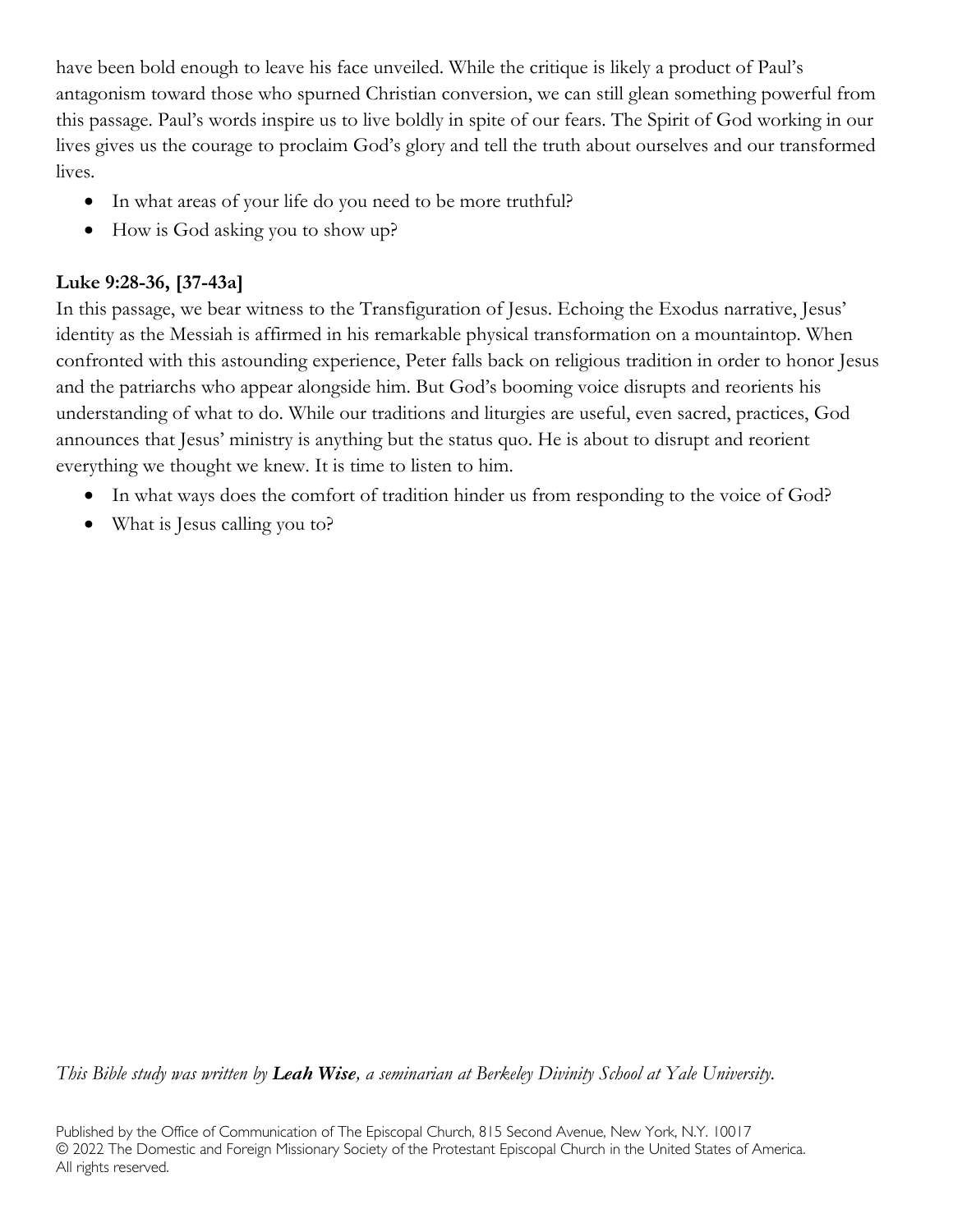have been bold enough to leave his face unveiled. While the critique is likely a product of Paul's antagonism toward those who spurned Christian conversion, we can still glean something powerful from this passage. Paul's words inspire us to live boldly in spite of our fears. The Spirit of God working in our lives gives us the courage to proclaim God's glory and tell the truth about ourselves and our transformed lives.

- In what areas of your life do you need to be more truthful?
- How is God asking you to show up?

**Luke 9:28-36, [37-43a]**

In this passage, we bear witness to the Transfiguration of Jesus. Echoing the Exodus narrative, Jesus' identity as the Messiah is affirmed in his remarkable physical transformation on a mountaintop. When confronted with this astounding experience, Peter falls back on religious tradition in order to honor Jesus and the patriarchs who appear alongside him. But God's booming voice disrupts and reorients his understanding of what to do. While our traditions and liturgies are useful, even sacred, practices, God announces that Jesus' ministry is anything but the status quo. He is about to disrupt and reorient everything we thought we knew. It is time to listen to him.

- In what ways does the comfort of tradition hinder us from responding to the voice of God?
- What is Jesus calling you to?

*This Bible study was written by **Leah Wise**, a seminarian at Berkeley Divinity School at Yale University.*

Published by the Office of Communication of The Episcopal Church, 815 Second Avenue, New York, N.Y. 10017
© 2022 The Domestic and Foreign Missionary Society of the Protestant Episcopal Church in the United States of America. All rights reserved.